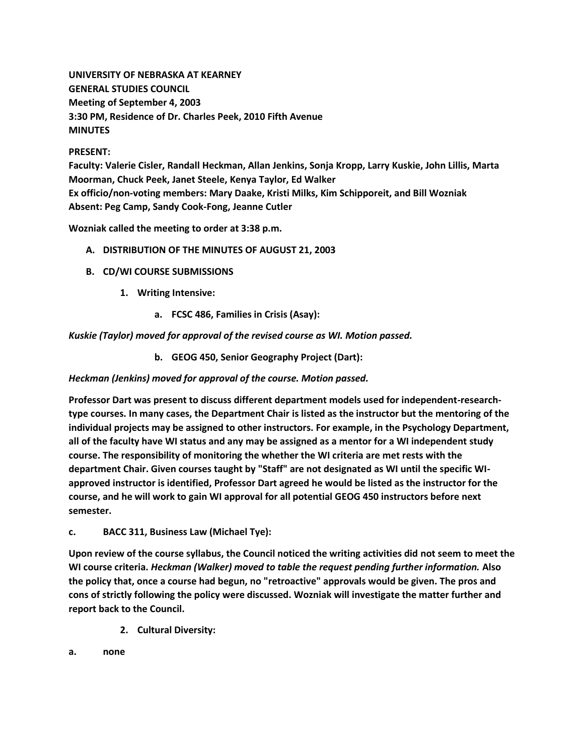**UNIVERSITY OF NEBRASKA AT KEARNEY**
**GENERAL STUDIES COUNCIL**
**Meeting of September 4, 2003**
**3:30 PM, Residence of Dr. Charles Peek, 2010 Fifth Avenue**
**MINUTES**

**PRESENT:**
**Faculty: Valerie Cisler, Randall Heckman, Allan Jenkins, Sonja Kropp, Larry Kuskie, John Lillis, Marta Moorman, Chuck Peek, Janet Steele, Kenya Taylor, Ed Walker**
**Ex officio/non-voting members: Mary Daake, Kristi Milks, Kim Schipporeit, and Bill Wozniak**
**Absent: Peg Camp, Sandy Cook-Fong, Jeanne Cutler**

**Wozniak called the meeting to order at 3:38 p.m.**

**A. DISTRIBUTION OF THE MINUTES OF AUGUST 21, 2003**

**B. CD/WI COURSE SUBMISSIONS**

**1. Writing Intensive:**

**a. FCSC 486, Families in Crisis (Asay):**

***Kuskie (Taylor) moved for approval of the revised course as WI. Motion passed.***

**b. GEOG 450, Senior Geography Project (Dart):**

***Heckman (Jenkins) moved for approval of the course. Motion passed.***

**Professor Dart was present to discuss different department models used for independent-research-type courses. In many cases, the Department Chair is listed as the instructor but the mentoring of the individual projects may be assigned to other instructors. For example, in the Psychology Department, all of the faculty have WI status and any may be assigned as a mentor for a WI independent study course. The responsibility of monitoring the whether the WI criteria are met rests with the department Chair. Given courses taught by "Staff" are not designated as WI until the specific WI-approved instructor is identified, Professor Dart agreed he would be listed as the instructor for the course, and he will work to gain WI approval for all potential GEOG 450 instructors before next semester.**

**c. BACC 311, Business Law (Michael Tye):**

**Upon review of the course syllabus, the Council noticed the writing activities did not seem to meet the WI course criteria. *Heckman (Walker) moved to table the request pending further information.* Also the policy that, once a course had begun, no "retroactive" approvals would be given. The pros and cons of strictly following the policy were discussed. Wozniak will investigate the matter further and report back to the Council.**

**2. Cultural Diversity:**

**a. none**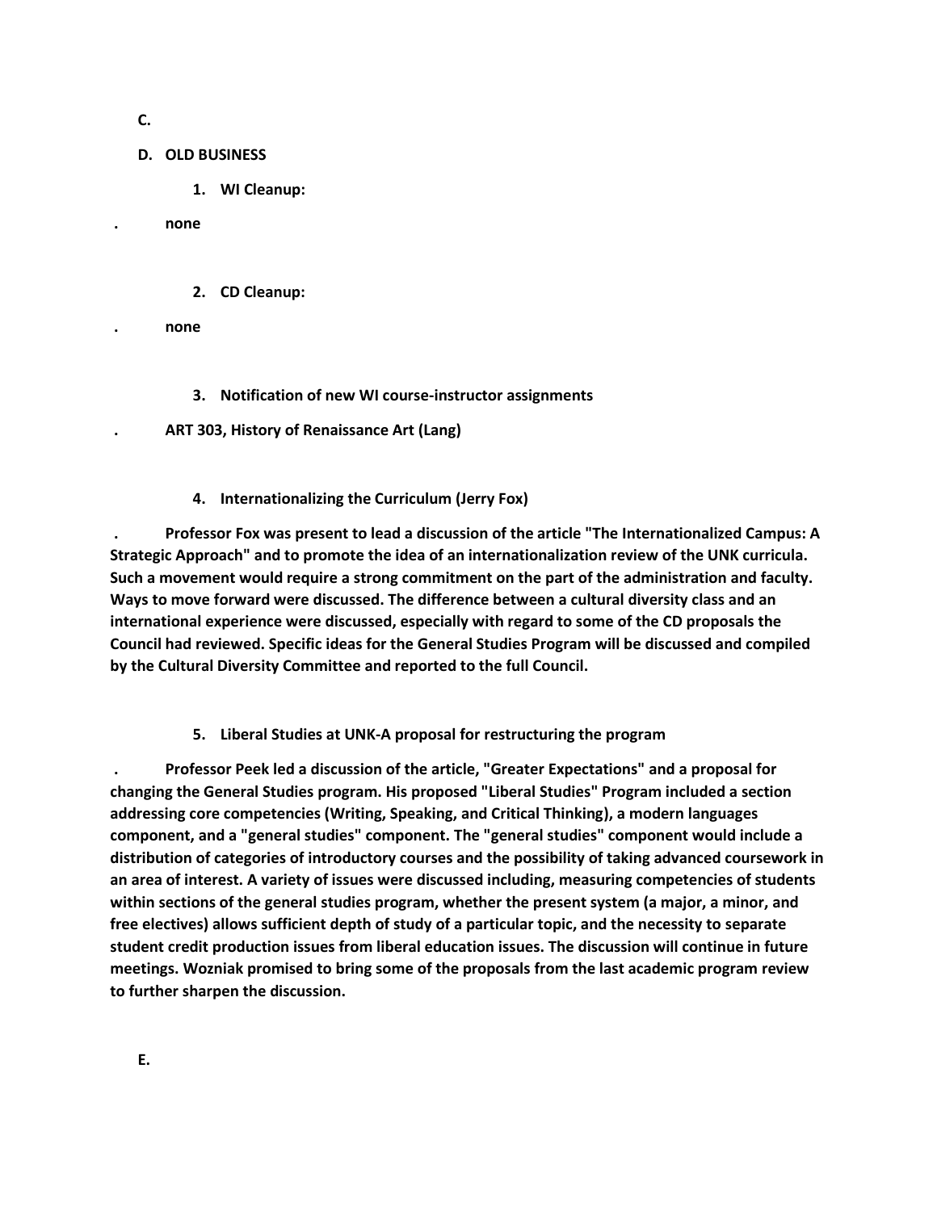**C.**

**D. OLD BUSINESS**

**1. WI Cleanup:**

**. none**

**2. CD Cleanup:**

**. none**

**3. Notification of new WI course-instructor assignments**

**. ART 303, History of Renaissance Art (Lang)**

**4. Internationalizing the Curriculum (Jerry Fox)**

**. Professor Fox was present to lead a discussion of the article "The Internationalized Campus: A Strategic Approach" and to promote the idea of an internationalization review of the UNK curricula. Such a movement would require a strong commitment on the part of the administration and faculty. Ways to move forward were discussed. The difference between a cultural diversity class and an international experience were discussed, especially with regard to some of the CD proposals the Council had reviewed. Specific ideas for the General Studies Program will be discussed and compiled by the Cultural Diversity Committee and reported to the full Council.**

**5. Liberal Studies at UNK-A proposal for restructuring the program**

**. Professor Peek led a discussion of the article, "Greater Expectations" and a proposal for changing the General Studies program. His proposed "Liberal Studies" Program included a section addressing core competencies (Writing, Speaking, and Critical Thinking), a modern languages component, and a "general studies" component. The "general studies" component would include a distribution of categories of introductory courses and the possibility of taking advanced coursework in an area of interest. A variety of issues were discussed including, measuring competencies of students within sections of the general studies program, whether the present system (a major, a minor, and free electives) allows sufficient depth of study of a particular topic, and the necessity to separate student credit production issues from liberal education issues. The discussion will continue in future meetings. Wozniak promised to bring some of the proposals from the last academic program review to further sharpen the discussion.**

**E.**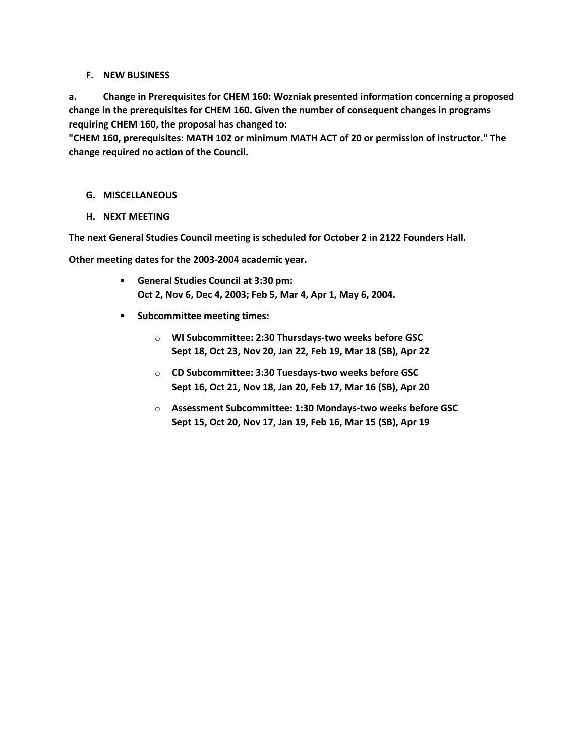## F. NEW BUSINESS

**a. Change in Prerequisites for CHEM 160: Wozniak presented information concerning a proposed change in the prerequisites for CHEM 160. Given the number of consequent changes in programs requiring CHEM 160, the proposal has changed to:**
**"CHEM 160, prerequisites: MATH 102 or minimum MATH ACT of 20 or permission of instructor." The change required no action of the Council.**

## G. MISCELLANEOUS

## H. NEXT MEETING

**The next General Studies Council meeting is scheduled for October 2 in 2122 Founders Hall.**

**Other meeting dates for the 2003-2004 academic year.**

- **General Studies Council at 3:30 pm:**
  **Oct 2, Nov 6, Dec 4, 2003; Feb 5, Mar 4, Apr 1, May 6, 2004.**
- **Subcommittee meeting times:**
  - **WI Subcommittee: 2:30 Thursdays-two weeks before GSC**
    **Sept 18, Oct 23, Nov 20, Jan 22, Feb 19, Mar 18 (SB), Apr 22**
  - **CD Subcommittee: 3:30 Tuesdays-two weeks before GSC**
    **Sept 16, Oct 21, Nov 18, Jan 20, Feb 17, Mar 16 (SB), Apr 20**
  - **Assessment Subcommittee: 1:30 Mondays-two weeks before GSC**
    **Sept 15, Oct 20, Nov 17, Jan 19, Feb 16, Mar 15 (SB), Apr 19**